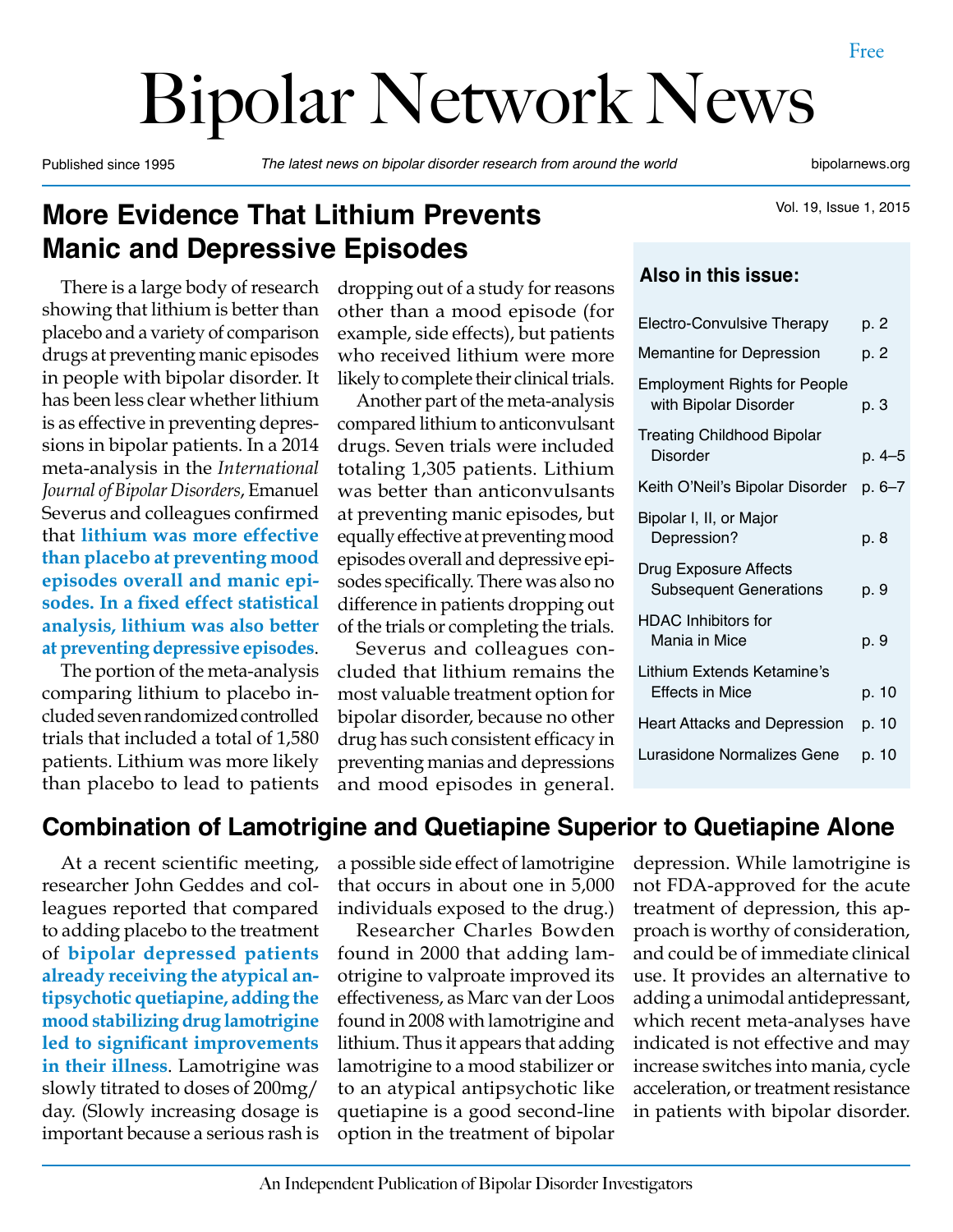# Bipolar Network News

Published since 1995 | *The latest news on bipolar disorder research from around the world* | bipolarnews.org

Free

Vol. 19, Issue 1, 2015

## More Evidence That Lithium Prevents Manic and Depressive Episodes

There is a large body of research showing that lithium is better than placebo and a variety of comparison drugs at preventing manic episodes in people with bipolar disorder. It has been less clear whether lithium is as effective in preventing depressions in bipolar patients. In a 2014 meta-analysis in the *International Journal of Bipolar Disorders*, Emanuel Severus and colleagues confirmed that **lithium was more effective than placebo at preventing mood episodes overall and manic episodes. In a fixed effect statistical analysis, lithium was also better at preventing depressive episodes**.

The portion of the meta-analysis comparing lithium to placebo included seven randomized controlled trials that included a total of 1,580 patients. Lithium was more likely than placebo to lead to patients dropping out of a study for reasons other than a mood episode (for example, side effects), but patients who received lithium were more likely to complete their clinical trials.

Another part of the meta-analysis compared lithium to anticonvulsant drugs. Seven trials were included totaling 1,305 patients. Lithium was better than anticonvulsants at preventing manic episodes, but equally effective at preventing mood episodes overall and depressive episodes specifically. There was also no difference in patients dropping out of the trials or completing the trials.

Severus and colleagues concluded that lithium remains the most valuable treatment option for bipolar disorder, because no other drug has such consistent efficacy in preventing manias and depressions and mood episodes in general.

### Also in this issue:

| | |
|---|---|
| Electro-Convulsive Therapy | p. 2 |
| Memantine for Depression | p. 2 |
| Employment Rights for People with Bipolar Disorder | p. 3 |
| Treating Childhood Bipolar Disorder | p. 4–5 |
| Keith O'Neil's Bipolar Disorder | p. 6–7 |
| Bipolar I, II, or Major Depression? | p. 8 |
| Drug Exposure Affects Subsequent Generations | p. 9 |
| HDAC Inhibitors for Mania in Mice | p. 9 |
| Lithium Extends Ketamine's Effects in Mice | p. 10 |
| Heart Attacks and Depression | p. 10 |
| Lurasidone Normalizes Gene | p. 10 |

## Combination of Lamotrigine and Quetiapine Superior to Quetiapine Alone

At a recent scientific meeting, researcher John Geddes and colleagues reported that compared to adding placebo to the treatment of **bipolar depressed patients already receiving the atypical antipsychotic quetiapine, adding the mood stabilizing drug lamotrigine led to significant improvements in their illness**. Lamotrigine was slowly titrated to doses of 200mg/day. (Slowly increasing dosage is important because a serious rash is a possible side effect of lamotrigine that occurs in about one in 5,000 individuals exposed to the drug.)

Researcher Charles Bowden found in 2000 that adding lamotrigine to valproate improved its effectiveness, as Marc van der Loos found in 2008 with lamotrigine and lithium. Thus it appears that adding lamotrigine to a mood stabilizer or to an atypical antipsychotic like quetiapine is a good second-line option in the treatment of bipolar depression. While lamotrigine is not FDA-approved for the acute treatment of depression, this approach is worthy of consideration, and could be of immediate clinical use. It provides an alternative to adding a unimodal antidepressant, which recent meta-analyses have indicated is not effective and may increase switches into mania, cycle acceleration, or treatment resistance in patients with bipolar disorder.

An Independent Publication of Bipolar Disorder Investigators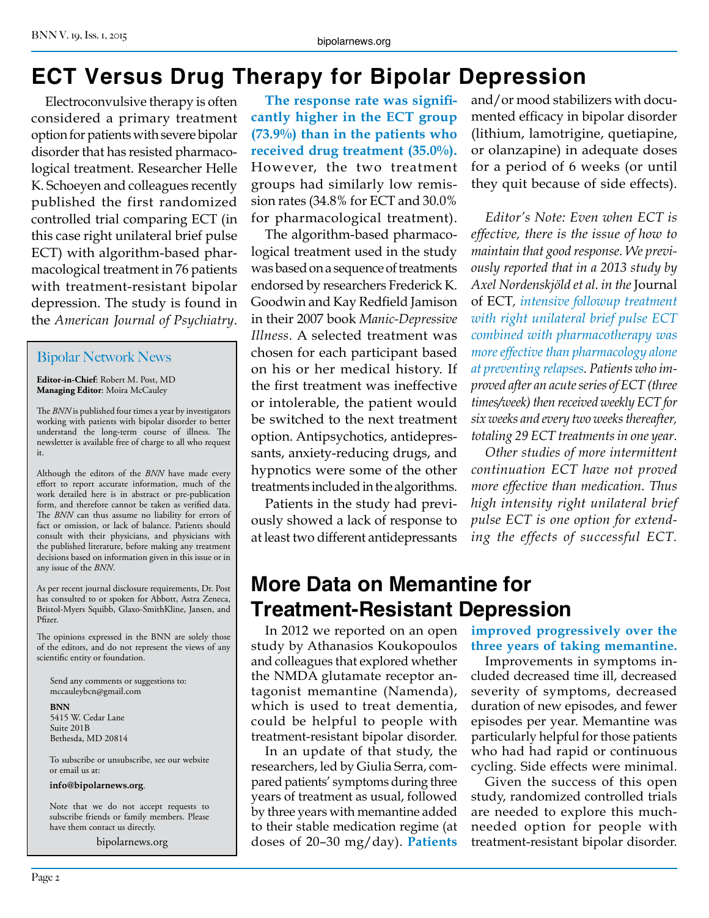# ECT Versus Drug Therapy for Bipolar Depression

Electroconvulsive therapy is often considered a primary treatment option for patients with severe bipolar disorder that has resisted pharmacological treatment. Researcher Helle K. Schoeyen and colleagues recently published the first randomized controlled trial comparing ECT (in this case right unilateral brief pulse ECT) with algorithm-based pharmacological treatment in 76 patients with treatment-resistant bipolar depression. The study is found in the *American Journal of Psychiatry*.

**The response rate was significantly higher in the ECT group (73.9%) than in the patients who received drug treatment (35.0%).** However, the two treatment groups had similarly low remission rates (34.8% for ECT and 30.0% for pharmacological treatment).

The algorithm-based pharmacological treatment used in the study was based on a sequence of treatments endorsed by researchers Frederick K. Goodwin and Kay Redfield Jamison in their 2007 book *Manic-Depressive Illness*. A selected treatment was chosen for each participant based on his or her medical history. If the first treatment was ineffective or intolerable, the patient would be switched to the next treatment option. Antipsychotics, antidepressants, anxiety-reducing drugs, and hypnotics were some of the other treatments included in the algorithms.

Patients in the study had previously showed a lack of response to at least two different antidepressants and/or mood stabilizers with documented efficacy in bipolar disorder (lithium, lamotrigine, quetiapine, or olanzapine) in adequate doses for a period of 6 weeks (or until they quit because of side effects).

*Editor's Note: Even when ECT is effective, there is the issue of how to maintain that good response. We previously reported that in a 2013 study by Axel Nordenskjöld et al. in the* Journal of ECT*, intensive followup treatment with right unilateral brief pulse ECT combined with pharmacotherapy was more effective than pharmacology alone at preventing relapses. Patients who improved after an acute series of ECT (three times/week) then received weekly ECT for six weeks and every two weeks thereafter, totaling 29 ECT treatments in one year.*

*Other studies of more intermittent continuation ECT have not proved more effective than medication. Thus high intensity right unilateral brief pulse ECT is one option for extending the effects of successful ECT.*

## Bipolar Network News

**Editor-in-Chief**: Robert M. Post, MD
**Managing Editor**: Moira McCauley

The *BNN* is published four times a year by investigators working with patients with bipolar disorder to better understand the long-term course of illness. The newsletter is available free of charge to all who request it.

Although the editors of the *BNN* have made every effort to report accurate information, much of the work detailed here is in abstract or pre-publication form, and therefore cannot be taken as verified data. The *BNN* can thus assume no liability for errors of fact or omission, or lack of balance. Patients should consult with their physicians, and physicians with the published literature, before making any treatment decisions based on information given in this issue or in any issue of the *BNN*.

As per recent journal disclosure requirements, Dr. Post has consulted to or spoken for Abbott, Astra Zeneca, Bristol-Myers Squibb, Glaxo-SmithKline, Jansen, and Pfizer.

The opinions expressed in the BNN are solely those of the editors, and do not represent the views of any scientific entity or foundation.

Send any comments or suggestions to:
mccauleybcn@gmail.com

**BNN**
5415 W. Cedar Lane
Suite 201B
Bethesda, MD 20814

To subscribe or unsubscribe, see our website or email us at:

**info@bipolarnews.org**.

Note that we do not accept requests to subscribe friends or family members. Please have them contact us directly.

bipolarnews.org

# More Data on Memantine for Treatment-Resistant Depression

In 2012 we reported on an open study by Athanasios Koukopoulos and colleagues that explored whether the NMDA glutamate receptor antagonist memantine (Namenda), which is used to treat dementia, could be helpful to people with treatment-resistant bipolar disorder.

In an update of that study, the researchers, led by Giulia Serra, compared patients' symptoms during three years of treatment as usual, followed by three years with memantine added to their stable medication regime (at doses of 20–30 mg/day). **Patients improved progressively over the three years of taking memantine.**

Improvements in symptoms included decreased time ill, decreased severity of symptoms, decreased duration of new episodes, and fewer episodes per year. Memantine was particularly helpful for those patients who had had rapid or continuous cycling. Side effects were minimal.

Given the success of this open study, randomized controlled trials are needed to explore this much-needed option for people with treatment-resistant bipolar disorder.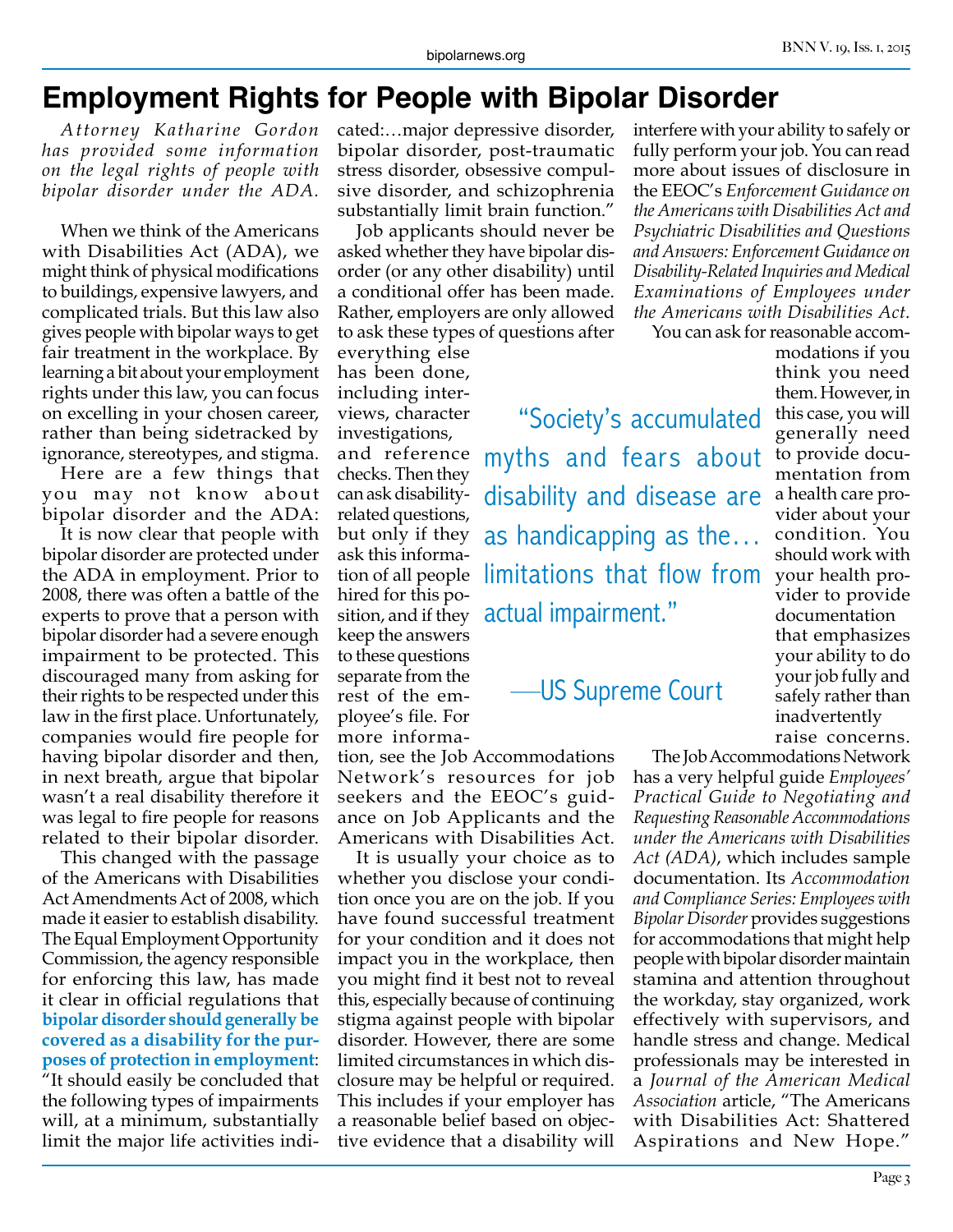# Employment Rights for People with Bipolar Disorder

*Attorney Katharine Gordon has provided some information on the legal rights of people with bipolar disorder under the ADA.*

When we think of the Americans with Disabilities Act (ADA), we might think of physical modifications to buildings, expensive lawyers, and complicated trials. But this law also gives people with bipolar ways to get fair treatment in the workplace. By learning a bit about your employment rights under this law, you can focus on excelling in your chosen career, rather than being sidetracked by ignorance, stereotypes, and stigma.

Here are a few things that you may not know about bipolar disorder and the ADA:

It is now clear that people with bipolar disorder are protected under the ADA in employment. Prior to 2008, there was often a battle of the experts to prove that a person with bipolar disorder had a severe enough impairment to be protected. This discouraged many from asking for their rights to be respected under this law in the first place. Unfortunately, companies would fire people for having bipolar disorder and then, in next breath, argue that bipolar wasn't a real disability therefore it was legal to fire people for reasons related to their bipolar disorder.

This changed with the passage of the Americans with Disabilities Act Amendments Act of 2008, which made it easier to establish disability. The Equal Employment Opportunity Commission, the agency responsible for enforcing this law, has made it clear in official regulations that **bipolar disorder should generally be covered as a disability for the purposes of protection in employment**: "It should easily be concluded that the following types of impairments will, at a minimum, substantially limit the major life activities indicated:…major depressive disorder, bipolar disorder, post-traumatic stress disorder, obsessive compulsive disorder, and schizophrenia substantially limit brain function."

Job applicants should never be asked whether they have bipolar disorder (or any other disability) until a conditional offer has been made. Rather, employers are only allowed to ask these types of questions after everything else has been done, including interviews, character investigations, and reference checks. Then they can ask disability-related questions, but only if they ask this information of all people hired for this position, and if they keep the answers to these questions separate from the rest of the employee's file. For more information, see the Job Accommodations Network's resources for job seekers and the EEOC's guidance on Job Applicants and the Americans with Disabilities Act.

> "Society's accumulated myths and fears about disability and disease are as handicapping as the… limitations that flow from actual impairment."
>
> —US Supreme Court

It is usually your choice as to whether you disclose your condition once you are on the job. If you have found successful treatment for your condition and it does not impact you in the workplace, then you might find it best not to reveal this, especially because of continuing stigma against people with bipolar disorder. However, there are some limited circumstances in which disclosure may be helpful or required. This includes if your employer has a reasonable belief based on objective evidence that a disability will interfere with your ability to safely or fully perform your job. You can read more about issues of disclosure in the EEOC's *Enforcement Guidance on the Americans with Disabilities Act and Psychiatric Disabilities and Questions and Answers: Enforcement Guidance on Disability-Related Inquiries and Medical Examinations of Employees under the Americans with Disabilities Act.*

You can ask for reasonable accommodations if you think you need them. However, in this case, you will generally need to provide documentation from a health care provider about your condition. You should work with your health provider to provide documentation that emphasizes your ability to do your job fully and safely rather than inadvertently raise concerns.

The Job Accommodations Network has a very helpful guide *Employees' Practical Guide to Negotiating and Requesting Reasonable Accommodations under the Americans with Disabilities Act (ADA)*, which includes sample documentation. Its *Accommodation and Compliance Series: Employees with Bipolar Disorder* provides suggestions for accommodations that might help people with bipolar disorder maintain stamina and attention throughout the workday, stay organized, work effectively with supervisors, and handle stress and change. Medical professionals may be interested in a *Journal of the American Medical Association* article, "The Americans with Disabilities Act: Shattered Aspirations and New Hope."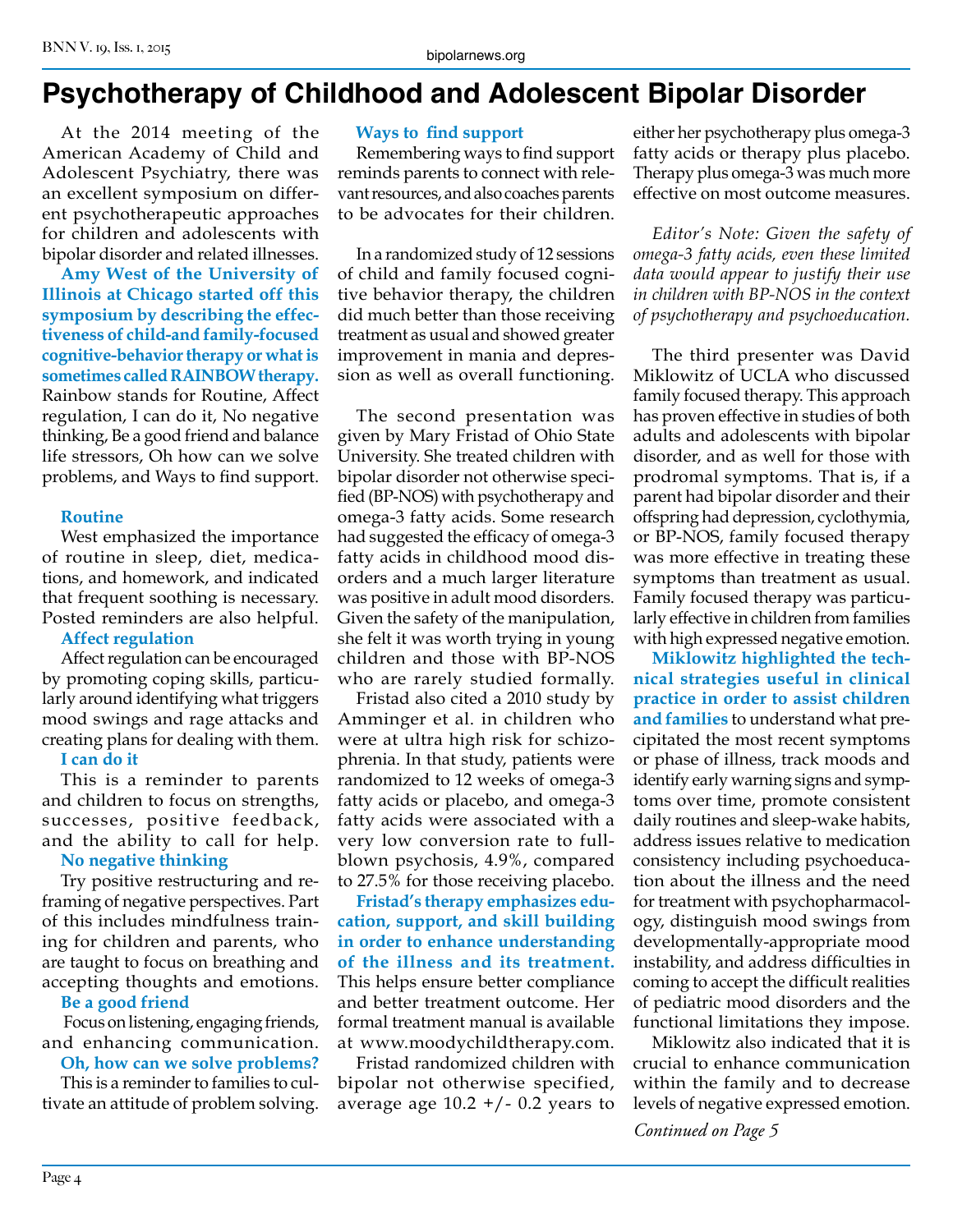# Psychotherapy of Childhood and Adolescent Bipolar Disorder

At the 2014 meeting of the American Academy of Child and Adolescent Psychiatry, there was an excellent symposium on different psychotherapeutic approaches for children and adolescents with bipolar disorder and related illnesses.

**Amy West of the University of Illinois at Chicago started off this symposium by describing the effectiveness of child-and family-focused cognitive-behavior therapy or what is sometimes called RAINBOW therapy.** Rainbow stands for Routine, Affect regulation, I can do it, No negative thinking, Be a good friend and balance life stressors, Oh how can we solve problems, and Ways to find support.

**Routine**

West emphasized the importance of routine in sleep, diet, medications, and homework, and indicated that frequent soothing is necessary. Posted reminders are also helpful.

**Affect regulation**

Affect regulation can be encouraged by promoting coping skills, particularly around identifying what triggers mood swings and rage attacks and creating plans for dealing with them.

**I can do it**

This is a reminder to parents and children to focus on strengths, successes, positive feedback, and the ability to call for help.

**No negative thinking**

Try positive restructuring and reframing of negative perspectives. Part of this includes mindfulness training for children and parents, who are taught to focus on breathing and accepting thoughts and emotions.

**Be a good friend**

Focus on listening, engaging friends, and enhancing communication.

**Oh, how can we solve problems?**

This is a reminder to families to cultivate an attitude of problem solving.

**Ways to find support**

Remembering ways to find support reminds parents to connect with relevant resources, and also coaches parents to be advocates for their children.

In a randomized study of 12 sessions of child and family focused cognitive behavior therapy, the children did much better than those receiving treatment as usual and showed greater improvement in mania and depression as well as overall functioning.

The second presentation was given by Mary Fristad of Ohio State University. She treated children with bipolar disorder not otherwise specified (BP-NOS) with psychotherapy and omega-3 fatty acids. Some research had suggested the efficacy of omega-3 fatty acids in childhood mood disorders and a much larger literature was positive in adult mood disorders. Given the safety of the manipulation, she felt it was worth trying in young children and those with BP-NOS who are rarely studied formally.

Fristad also cited a 2010 study by Amminger et al. in children who were at ultra high risk for schizophrenia. In that study, patients were randomized to 12 weeks of omega-3 fatty acids or placebo, and omega-3 fatty acids were associated with a very low conversion rate to full-blown psychosis, 4.9%, compared to 27.5% for those receiving placebo.

**Fristad's therapy emphasizes education, support, and skill building in order to enhance understanding of the illness and its treatment.** This helps ensure better compliance and better treatment outcome. Her formal treatment manual is available at www.moodychildtherapy.com.

Fristad randomized children with bipolar not otherwise specified, average age 10.2 +/- 0.2 years to either her psychotherapy plus omega-3 fatty acids or therapy plus placebo. Therapy plus omega-3 was much more effective on most outcome measures.

*Editor's Note: Given the safety of omega-3 fatty acids, even these limited data would appear to justify their use in children with BP-NOS in the context of psychotherapy and psychoeducation.*

The third presenter was David Miklowitz of UCLA who discussed family focused therapy. This approach has proven effective in studies of both adults and adolescents with bipolar disorder, and as well for those with prodromal symptoms. That is, if a parent had bipolar disorder and their offspring had depression, cyclothymia, or BP-NOS, family focused therapy was more effective in treating these symptoms than treatment as usual. Family focused therapy was particularly effective in children from families with high expressed negative emotion.

**Miklowitz highlighted the technical strategies useful in clinical practice in order to assist children and families** to understand what precipitated the most recent symptoms or phase of illness, track moods and identify early warning signs and symptoms over time, promote consistent daily routines and sleep-wake habits, address issues relative to medication consistency including psychoeducation about the illness and the need for treatment with psychopharmacology, distinguish mood swings from developmentally-appropriate mood instability, and address difficulties in coming to accept the difficult realities of pediatric mood disorders and the functional limitations they impose.

Miklowitz also indicated that it is crucial to enhance communication within the family and to decrease levels of negative expressed emotion.

*Continued on Page 5*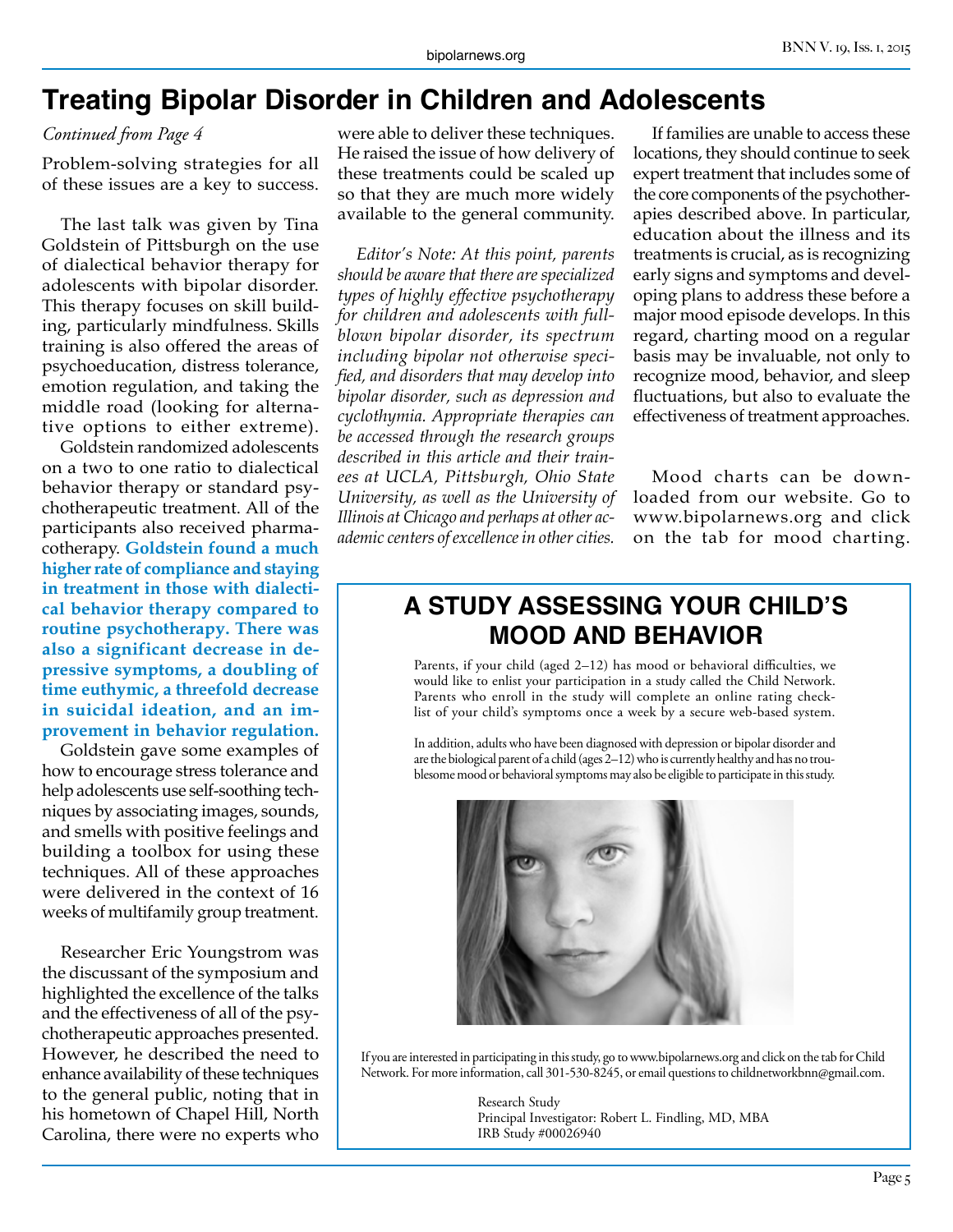# Treating Bipolar Disorder in Children and Adolescents

*Continued from Page 4*

Problem-solving strategies for all of these issues are a key to success.

The last talk was given by Tina Goldstein of Pittsburgh on the use of dialectical behavior therapy for adolescents with bipolar disorder. This therapy focuses on skill building, particularly mindfulness. Skills training is also offered the areas of psychoeducation, distress tolerance, emotion regulation, and taking the middle road (looking for alternative options to either extreme).

Goldstein randomized adolescents on a two to one ratio to dialectical behavior therapy or standard psychotherapeutic treatment. All of the participants also received pharmacotherapy. **Goldstein found a much higher rate of compliance and staying in treatment in those with dialectical behavior therapy compared to routine psychotherapy. There was also a significant decrease in depressive symptoms, a doubling of time euthymic, a threefold decrease in suicidal ideation, and an improvement in behavior regulation.**

Goldstein gave some examples of how to encourage stress tolerance and help adolescents use self-soothing techniques by associating images, sounds, and smells with positive feelings and building a toolbox for using these techniques. All of these approaches were delivered in the context of 16 weeks of multifamily group treatment.

Researcher Eric Youngstrom was the discussant of the symposium and highlighted the excellence of the talks and the effectiveness of all of the psychotherapeutic approaches presented. However, he described the need to enhance availability of these techniques to the general public, noting that in his hometown of Chapel Hill, North Carolina, there were no experts who were able to deliver these techniques. He raised the issue of how delivery of these treatments could be scaled up so that they are much more widely available to the general community.

*Editor's Note: At this point, parents should be aware that there are specialized types of highly effective psychotherapy for children and adolescents with full-blown bipolar disorder, its spectrum including bipolar not otherwise specified, and disorders that may develop into bipolar disorder, such as depression and cyclothymia. Appropriate therapies can be accessed through the research groups described in this article and their trainees at UCLA, Pittsburgh, Ohio State University, as well as the University of Illinois at Chicago and perhaps at other academic centers of excellence in other cities.*

If families are unable to access these locations, they should continue to seek expert treatment that includes some of the core components of the psychotherapies described above. In particular, education about the illness and its treatments is crucial, as is recognizing early signs and symptoms and developing plans to address these before a major mood episode develops. In this regard, charting mood on a regular basis may be invaluable, not only to recognize mood, behavior, and sleep fluctuations, but also to evaluate the effectiveness of treatment approaches.

Mood charts can be downloaded from our website. Go to www.bipolarnews.org and click on the tab for mood charting.

## A STUDY ASSESSING YOUR CHILD'S MOOD AND BEHAVIOR

Parents, if your child (aged 2–12) has mood or behavioral difficulties, we would like to enlist your participation in a study called the Child Network. Parents who enroll in the study will complete an online rating checklist of your child's symptoms once a week by a secure web-based system.

In addition, adults who have been diagnosed with depression or bipolar disorder and are the biological parent of a child (ages 2–12) who is currently healthy and has no troublesome mood or behavioral symptoms may also be eligible to participate in this study.

If you are interested in participating in this study, go to www.bipolarnews.org and click on the tab for Child Network. For more information, call 301-530-8245, or email questions to childnetworkbnn@gmail.com.

Research Study
Principal Investigator: Robert L. Findling, MD, MBA
IRB Study #00026940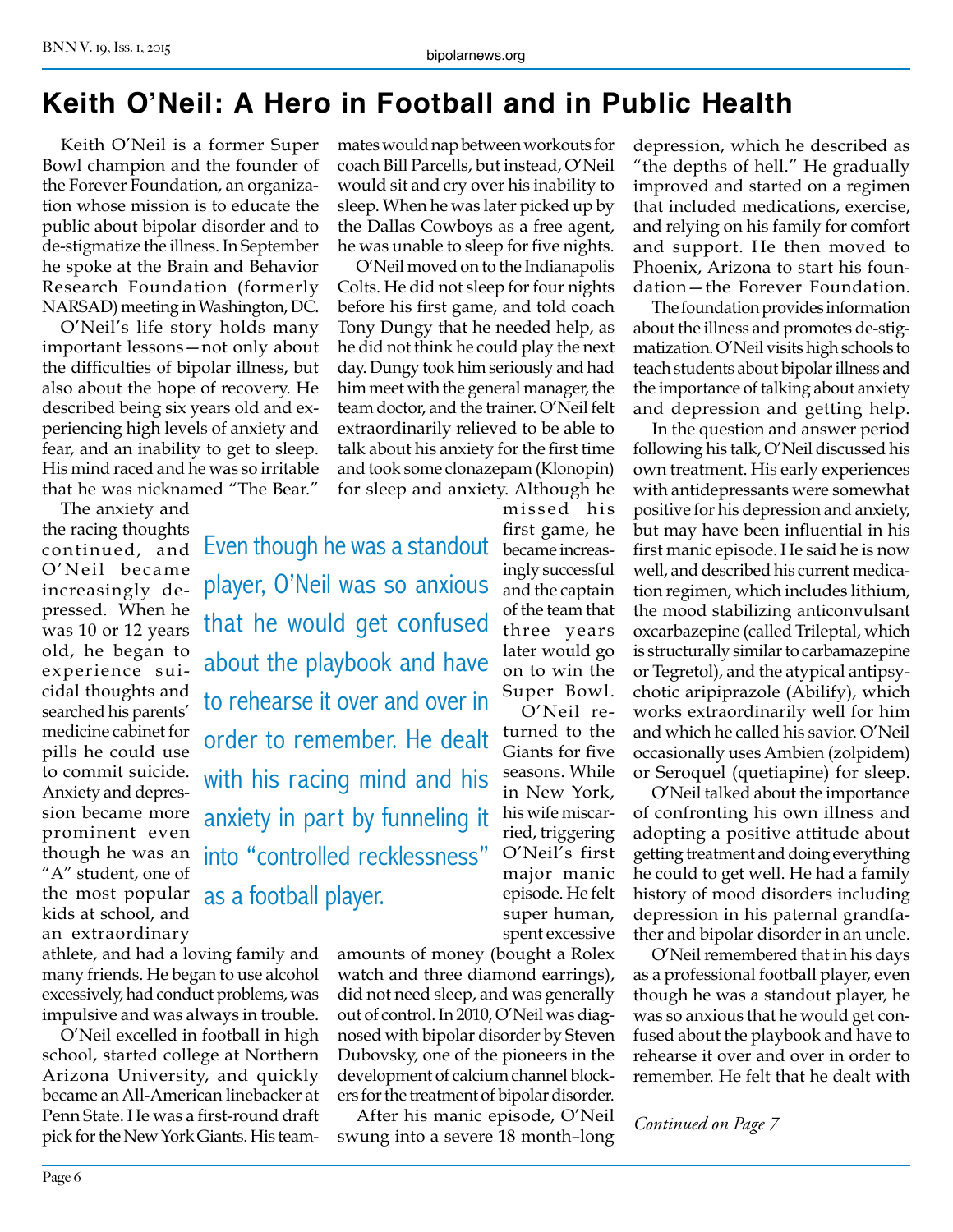# Keith O'Neil: A Hero in Football and in Public Health

Keith O'Neil is a former Super Bowl champion and the founder of the Forever Foundation, an organization whose mission is to educate the public about bipolar disorder and to de-stigmatize the illness. In September he spoke at the Brain and Behavior Research Foundation (formerly NARSAD) meeting in Washington, DC.

O'Neil's life story holds many important lessons—not only about the difficulties of bipolar illness, but also about the hope of recovery. He described being six years old and experiencing high levels of anxiety and fear, and an inability to get to sleep. His mind raced and he was so irritable that he was nicknamed "The Bear."

The anxiety and the racing thoughts continued, and O'Neil became increasingly depressed. When he was 10 or 12 years old, he began to experience suicidal thoughts and searched his parents' medicine cabinet for pills he could use to commit suicide. Anxiety and depression became more prominent even though he was an "A" student, one of the most popular kids at school, and an extraordinary athlete, and had a loving family and many friends. He began to use alcohol excessively, had conduct problems, was impulsive and was always in trouble.

O'Neil excelled in football in high school, started college at Northern Arizona University, and quickly became an All-American linebacker at Penn State. He was a first-round draft pick for the New York Giants. His teammates would nap between workouts for coach Bill Parcells, but instead, O'Neil would sit and cry over his inability to sleep. When he was later picked up by the Dallas Cowboys as a free agent, he was unable to sleep for five nights.

O'Neil moved on to the Indianapolis Colts. He did not sleep for four nights before his first game, and told coach Tony Dungy that he needed help, as he did not think he could play the next day. Dungy took him seriously and had him meet with the general manager, the team doctor, and the trainer. O'Neil felt extraordinarily relieved to be able to talk about his anxiety for the first time and took some clonazepam (Klonopin) for sleep and anxiety. Although he missed his first game, he became increasingly successful and the captain of the team that three years later would go on to win the Super Bowl.

> Even though he was a standout player, O'Neil was so anxious that he would get confused about the playbook and have to rehearse it over and over in order to remember. He dealt with his racing mind and his anxiety in part by funneling it into "controlled recklessness" as a football player.

O'Neil returned to the Giants for five seasons. While in New York, his wife miscarried, triggering O'Neil's first major manic episode. He felt super human, spent excessive amounts of money (bought a Rolex watch and three diamond earrings), did not need sleep, and was generally out of control. In 2010, O'Neil was diagnosed with bipolar disorder by Steven Dubovsky, one of the pioneers in the development of calcium channel blockers for the treatment of bipolar disorder.

After his manic episode, O'Neil swung into a severe 18 month–long depression, which he described as "the depths of hell." He gradually improved and started on a regimen that included medications, exercise, and relying on his family for comfort and support. He then moved to Phoenix, Arizona to start his foundation—the Forever Foundation.

The foundation provides information about the illness and promotes de-stigmatization. O'Neil visits high schools to teach students about bipolar illness and the importance of talking about anxiety and depression and getting help.

In the question and answer period following his talk, O'Neil discussed his own treatment. His early experiences with antidepressants were somewhat positive for his depression and anxiety, but may have been influential in his first manic episode. He said he is now well, and described his current medication regimen, which includes lithium, the mood stabilizing anticonvulsant oxcarbazepine (called Trileptal, which is structurally similar to carbamazepine or Tegretol), and the atypical antipsychotic aripiprazole (Abilify), which works extraordinarily well for him and which he called his savior. O'Neil occasionally uses Ambien (zolpidem) or Seroquel (quetiapine) for sleep.

O'Neil talked about the importance of confronting his own illness and adopting a positive attitude about getting treatment and doing everything he could to get well. He had a family history of mood disorders including depression in his paternal grandfather and bipolar disorder in an uncle.

O'Neil remembered that in his days as a professional football player, even though he was a standout player, he was so anxious that he would get confused about the playbook and have to rehearse it over and over in order to remember. He felt that he dealt with

*Continued on Page 7*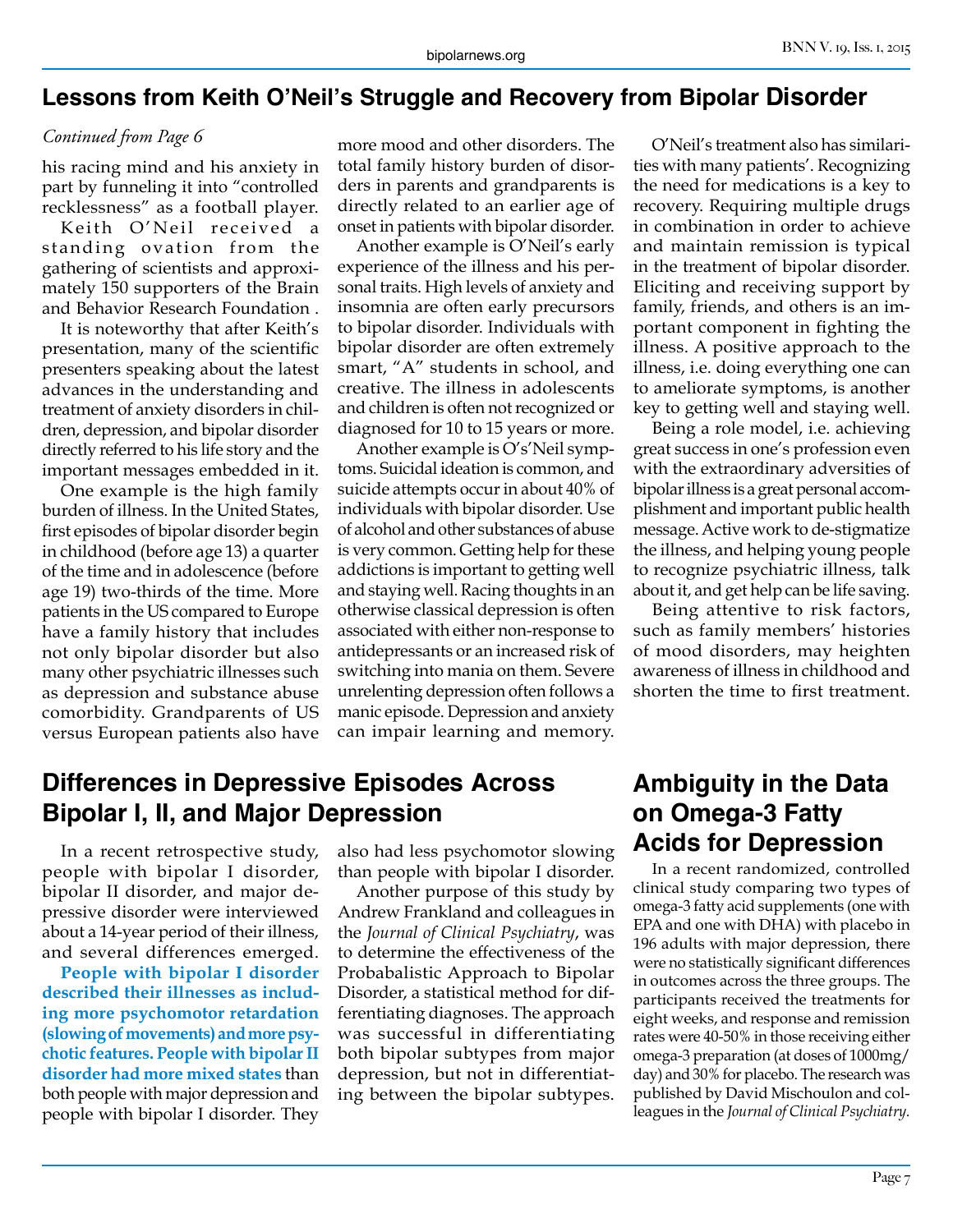## Lessons from Keith O'Neil's Struggle and Recovery from Bipolar Disorder

*Continued from Page 6*

his racing mind and his anxiety in part by funneling it into "controlled recklessness" as a football player.

Keith O'Neil received a standing ovation from the gathering of scientists and approximately 150 supporters of the Brain and Behavior Research Foundation .

It is noteworthy that after Keith's presentation, many of the scientific presenters speaking about the latest advances in the understanding and treatment of anxiety disorders in children, depression, and bipolar disorder directly referred to his life story and the important messages embedded in it.

One example is the high family burden of illness. In the United States, first episodes of bipolar disorder begin in childhood (before age 13) a quarter of the time and in adolescence (before age 19) two-thirds of the time. More patients in the US compared to Europe have a family history that includes not only bipolar disorder but also many other psychiatric illnesses such as depression and substance abuse comorbidity. Grandparents of US versus European patients also have more mood and other disorders. The total family history burden of disorders in parents and grandparents is directly related to an earlier age of onset in patients with bipolar disorder.

Another example is O'Neil's early experience of the illness and his personal traits. High levels of anxiety and insomnia are often early precursors to bipolar disorder. Individuals with bipolar disorder are often extremely smart, "A" students in school, and creative. The illness in adolescents and children is often not recognized or diagnosed for 10 to 15 years or more.

Another example is O's'Neil symptoms. Suicidal ideation is common, and suicide attempts occur in about 40% of individuals with bipolar disorder. Use of alcohol and other substances of abuse is very common. Getting help for these addictions is important to getting well and staying well. Racing thoughts in an otherwise classical depression is often associated with either non-response to antidepressants or an increased risk of switching into mania on them. Severe unrelenting depression often follows a manic episode. Depression and anxiety can impair learning and memory.

O'Neil's treatment also has similarities with many patients'. Recognizing the need for medications is a key to recovery. Requiring multiple drugs in combination in order to achieve and maintain remission is typical in the treatment of bipolar disorder. Eliciting and receiving support by family, friends, and others is an important component in fighting the illness. A positive approach to the illness, i.e. doing everything one can to ameliorate symptoms, is another key to getting well and staying well.

Being a role model, i.e. achieving great success in one's profession even with the extraordinary adversities of bipolar illness is a great personal accomplishment and important public health message. Active work to de-stigmatize the illness, and helping young people to recognize psychiatric illness, talk about it, and get help can be life saving.

Being attentive to risk factors, such as family members' histories of mood disorders, may heighten awareness of illness in childhood and shorten the time to first treatment.

## Differences in Depressive Episodes Across Bipolar I, II, and Major Depression

In a recent retrospective study, people with bipolar I disorder, bipolar II disorder, and major depressive disorder were interviewed about a 14-year period of their illness, and several differences emerged.

**People with bipolar I disorder described their illnesses as including more psychomotor retardation (slowing of movements) and more psychotic features. People with bipolar II disorder had more mixed states** than both people with major depression and people with bipolar I disorder. They also had less psychomotor slowing than people with bipolar I disorder.

Another purpose of this study by Andrew Frankland and colleagues in the *Journal of Clinical Psychiatry*, was to determine the effectiveness of the Probabalistic Approach to Bipolar Disorder, a statistical method for differentiating diagnoses. The approach was successful in differentiating both bipolar subtypes from major depression, but not in differentiating between the bipolar subtypes.

## Ambiguity in the Data on Omega-3 Fatty Acids for Depression

In a recent randomized, controlled clinical study comparing two types of omega-3 fatty acid supplements (one with EPA and one with DHA) with placebo in 196 adults with major depression, there were no statistically significant differences in outcomes across the three groups. The participants received the treatments for eight weeks, and response and remission rates were 40-50% in those receiving either omega-3 preparation (at doses of 1000mg/day) and 30% for placebo. The research was published by David Mischoulon and colleagues in the *Journal of Clinical Psychiatry.*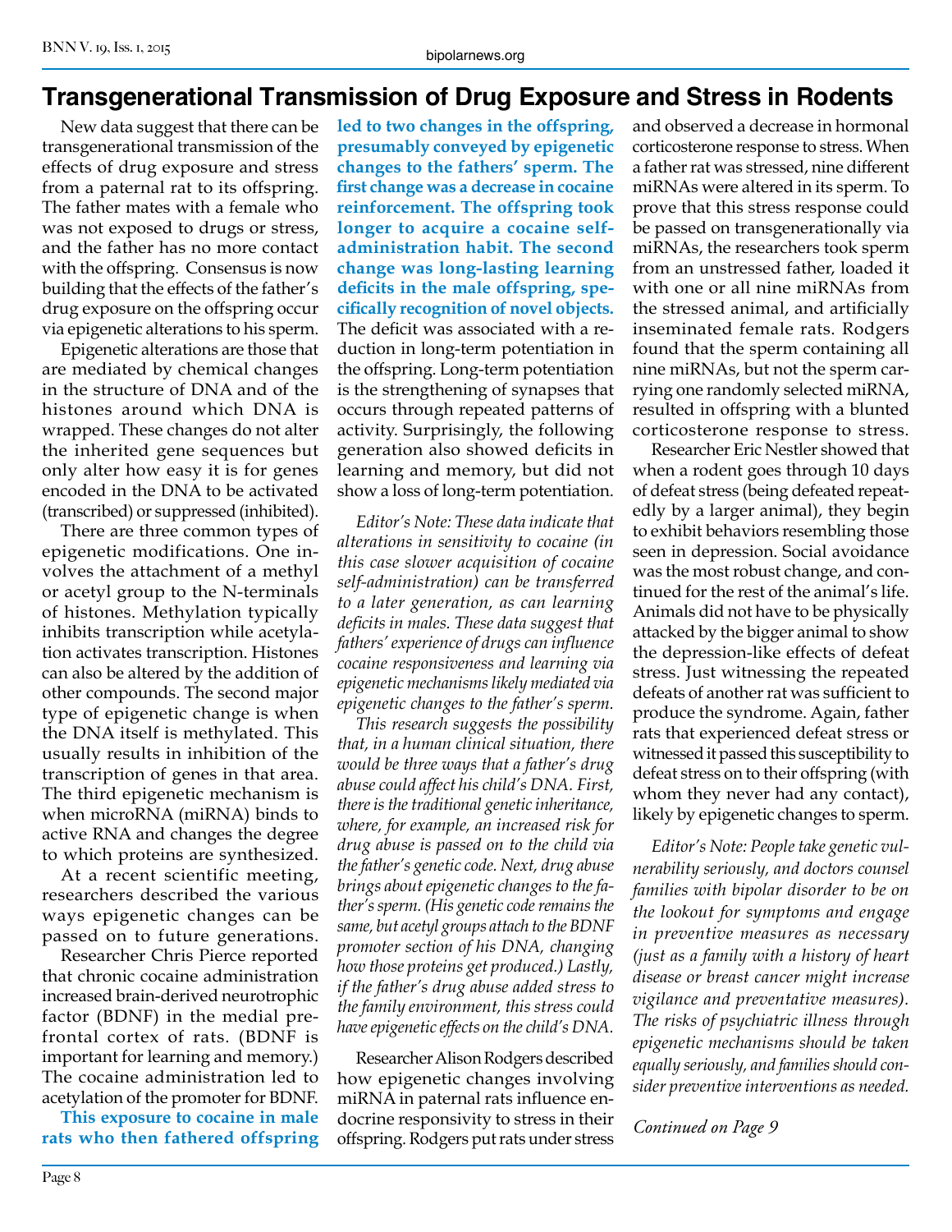# Transgenerational Transmission of Drug Exposure and Stress in Rodents

New data suggest that there can be transgenerational transmission of the effects of drug exposure and stress from a paternal rat to its offspring. The father mates with a female who was not exposed to drugs or stress, and the father has no more contact with the offspring. Consensus is now building that the effects of the father's drug exposure on the offspring occur via epigenetic alterations to his sperm.

Epigenetic alterations are those that are mediated by chemical changes in the structure of DNA and of the histones around which DNA is wrapped. These changes do not alter the inherited gene sequences but only alter how easy it is for genes encoded in the DNA to be activated (transcribed) or suppressed (inhibited).

There are three common types of epigenetic modifications. One involves the attachment of a methyl or acetyl group to the N-terminals of histones. Methylation typically inhibits transcription while acetylation activates transcription. Histones can also be altered by the addition of other compounds. The second major type of epigenetic change is when the DNA itself is methylated. This usually results in inhibition of the transcription of genes in that area. The third epigenetic mechanism is when microRNA (miRNA) binds to active RNA and changes the degree to which proteins are synthesized.

At a recent scientific meeting, researchers described the various ways epigenetic changes can be passed on to future generations.

Researcher Chris Pierce reported that chronic cocaine administration increased brain-derived neurotrophic factor (BDNF) in the medial prefrontal cortex of rats. (BDNF is important for learning and memory.) The cocaine administration led to acetylation of the promoter for BDNF.

**This exposure to cocaine in male rats who then fathered offspring led to two changes in the offspring, presumably conveyed by epigenetic changes to the fathers' sperm. The first change was a decrease in cocaine reinforcement. The offspring took longer to acquire a cocaine self-administration habit. The second change was long-lasting learning deficits in the male offspring, specifically recognition of novel objects.** The deficit was associated with a reduction in long-term potentiation in the offspring. Long-term potentiation is the strengthening of synapses that occurs through repeated patterns of activity. Surprisingly, the following generation also showed deficits in learning and memory, but did not show a loss of long-term potentiation.

*Editor's Note: These data indicate that alterations in sensitivity to cocaine (in this case slower acquisition of cocaine self-administration) can be transferred to a later generation, as can learning deficits in males. These data suggest that fathers' experience of drugs can influence cocaine responsiveness and learning via epigenetic mechanisms likely mediated via epigenetic changes to the father's sperm.*

*This research suggests the possibility that, in a human clinical situation, there would be three ways that a father's drug abuse could affect his child's DNA. First, there is the traditional genetic inheritance, where, for example, an increased risk for drug abuse is passed on to the child via the father's genetic code. Next, drug abuse brings about epigenetic changes to the father's sperm. (His genetic code remains the same, but acetyl groups attach to the BDNF promoter section of his DNA, changing how those proteins get produced.) Lastly, if the father's drug abuse added stress to the family environment, this stress could have epigenetic effects on the child's DNA.*

Researcher Alison Rodgers described how epigenetic changes involving miRNA in paternal rats influence endocrine responsivity to stress in their offspring. Rodgers put rats under stress and observed a decrease in hormonal corticosterone response to stress. When a father rat was stressed, nine different miRNAs were altered in its sperm. To prove that this stress response could be passed on transgenerationally via miRNAs, the researchers took sperm from an unstressed father, loaded it with one or all nine miRNAs from the stressed animal, and artificially inseminated female rats. Rodgers found that the sperm containing all nine miRNAs, but not the sperm carrying one randomly selected miRNA, resulted in offspring with a blunted corticosterone response to stress.

Researcher Eric Nestler showed that when a rodent goes through 10 days of defeat stress (being defeated repeatedly by a larger animal), they begin to exhibit behaviors resembling those seen in depression. Social avoidance was the most robust change, and continued for the rest of the animal's life. Animals did not have to be physically attacked by the bigger animal to show the depression-like effects of defeat stress. Just witnessing the repeated defeats of another rat was sufficient to produce the syndrome. Again, father rats that experienced defeat stress or witnessed it passed this susceptibility to defeat stress on to their offspring (with whom they never had any contact), likely by epigenetic changes to sperm.

*Editor's Note: People take genetic vulnerability seriously, and doctors counsel families with bipolar disorder to be on the lookout for symptoms and engage in preventive measures as necessary (just as a family with a history of heart disease or breast cancer might increase vigilance and preventative measures). The risks of psychiatric illness through epigenetic mechanisms should be taken equally seriously, and families should consider preventive interventions as needed.*

*Continued on Page 9*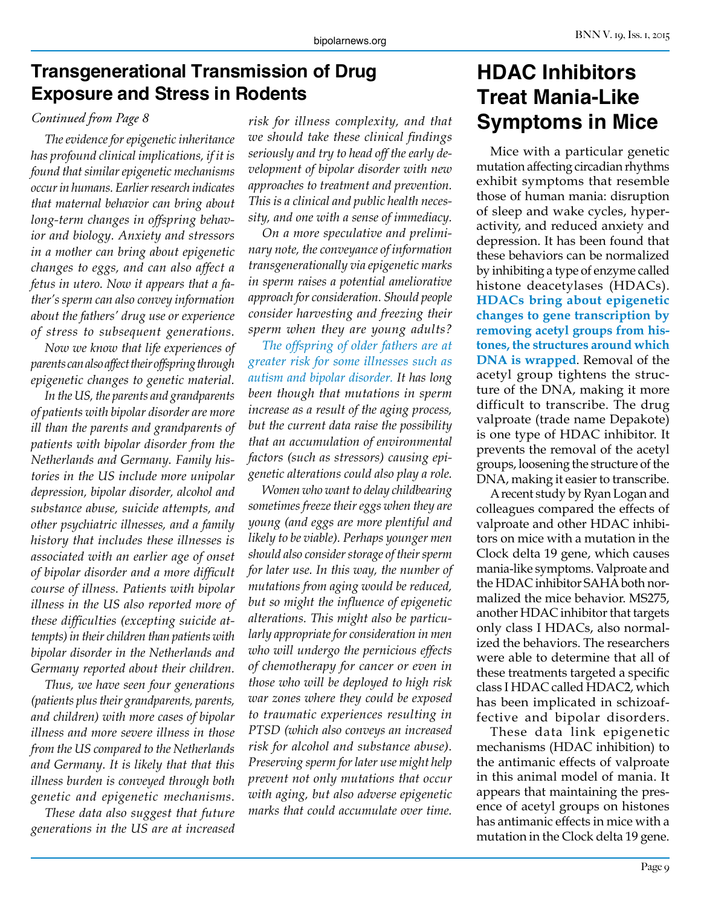## Transgenerational Transmission of Drug Exposure and Stress in Rodents

*Continued from Page 8*

*The evidence for epigenetic inheritance has profound clinical implications, if it is found that similar epigenetic mechanisms occur in humans. Earlier research indicates that maternal behavior can bring about long-term changes in offspring behavior and biology. Anxiety and stressors in a mother can bring about epigenetic changes to eggs, and can also affect a fetus in utero. Now it appears that a father's sperm can also convey information about the fathers' drug use or experience of stress to subsequent generations.*

*Now we know that life experiences of parents can also affect their offspring through epigenetic changes to genetic material.*

*In the US, the parents and grandparents of patients with bipolar disorder are more ill than the parents and grandparents of patients with bipolar disorder from the Netherlands and Germany. Family histories in the US include more unipolar depression, bipolar disorder, alcohol and substance abuse, suicide attempts, and other psychiatric illnesses, and a family history that includes these illnesses is associated with an earlier age of onset of bipolar disorder and a more difficult course of illness. Patients with bipolar illness in the US also reported more of these difficulties (excepting suicide attempts) in their children than patients with bipolar disorder in the Netherlands and Germany reported about their children.*

*Thus, we have seen four generations (patients plus their grandparents, parents, and children) with more cases of bipolar illness and more severe illness in those from the US compared to the Netherlands and Germany. It is likely that that this illness burden is conveyed through both genetic and epigenetic mechanisms.*

*These data also suggest that future generations in the US are at increased risk for illness complexity, and that we should take these clinical findings seriously and try to head off the early development of bipolar disorder with new approaches to treatment and prevention. This is a clinical and public health necessity, and one with a sense of immediacy.*

*On a more speculative and preliminary note, the conveyance of information transgenerationally via epigenetic marks in sperm raises a potential ameliorative approach for consideration. Should people consider harvesting and freezing their sperm when they are young adults?*

*The offspring of older fathers are at greater risk for some illnesses such as autism and bipolar disorder. It has long been though that mutations in sperm increase as a result of the aging process, but the current data raise the possibility that an accumulation of environmental factors (such as stressors) causing epigenetic alterations could also play a role.*

*Women who want to delay childbearing sometimes freeze their eggs when they are young (and eggs are more plentiful and likely to be viable). Perhaps younger men should also consider storage of their sperm for later use. In this way, the number of mutations from aging would be reduced, but so might the influence of epigenetic alterations. This might also be particularly appropriate for consideration in men who will undergo the pernicious effects of chemotherapy for cancer or even in those who will be deployed to high risk war zones where they could be exposed to traumatic experiences resulting in PTSD (which also conveys an increased risk for alcohol and substance abuse). Preserving sperm for later use might help prevent not only mutations that occur with aging, but also adverse epigenetic marks that could accumulate over time.*

# HDAC Inhibitors Treat Mania-Like Symptoms in Mice

Mice with a particular genetic mutation affecting circadian rhythms exhibit symptoms that resemble those of human mania: disruption of sleep and wake cycles, hyperactivity, and reduced anxiety and depression. It has been found that these behaviors can be normalized by inhibiting a type of enzyme called histone deacetylases (HDACs). **HDACs bring about epigenetic changes to gene transcription by removing acetyl groups from histones, the structures around which DNA is wrapped**. Removal of the acetyl group tightens the structure of the DNA, making it more difficult to transcribe. The drug valproate (trade name Depakote) is one type of HDAC inhibitor. It prevents the removal of the acetyl groups, loosening the structure of the DNA, making it easier to transcribe.

A recent study by Ryan Logan and colleagues compared the effects of valproate and other HDAC inhibitors on mice with a mutation in the Clock delta 19 gene, which causes mania-like symptoms. Valproate and the HDAC inhibitor SAHA both normalized the mice behavior. MS275, another HDAC inhibitor that targets only class I HDACs, also normalized the behaviors. The researchers were able to determine that all of these treatments targeted a specific class I HDAC called HDAC2, which has been implicated in schizoaffective and bipolar disorders.

These data link epigenetic mechanisms (HDAC inhibition) to the antimanic effects of valproate in this animal model of mania. It appears that maintaining the presence of acetyl groups on histones has antimanic effects in mice with a mutation in the Clock delta 19 gene.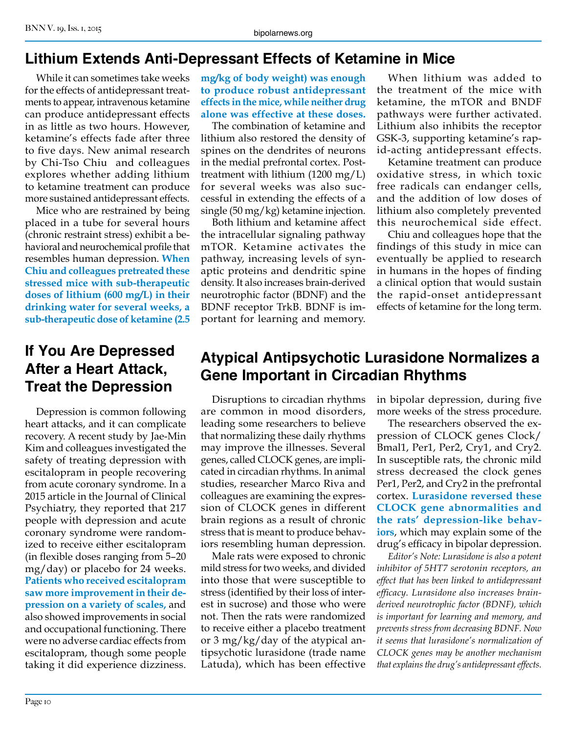## Lithium Extends Anti-Depressant Effects of Ketamine in Mice

While it can sometimes take weeks for the effects of antidepressant treatments to appear, intravenous ketamine can produce antidepressant effects in as little as two hours. However, ketamine's effects fade after three to five days. New animal research by Chi-Tso Chiu and colleagues explores whether adding lithium to ketamine treatment can produce more sustained antidepressant effects.

Mice who are restrained by being placed in a tube for several hours (chronic restraint stress) exhibit a behavioral and neurochemical profile that resembles human depression. **When Chiu and colleagues pretreated these stressed mice with sub-therapeutic doses of lithium (600 mg/L) in their drinking water for several weeks, a sub-therapeutic dose of ketamine (2.5 mg/kg of body weight) was enough to produce robust antidepressant effects in the mice, while neither drug alone was effective at these doses.**

The combination of ketamine and lithium also restored the density of spines on the dendrites of neurons in the medial prefrontal cortex. Post-treatment with lithium (1200 mg/L) for several weeks was also successful in extending the effects of a single (50 mg/kg) ketamine injection.

Both lithium and ketamine affect the intracellular signaling pathway mTOR. Ketamine activates the pathway, increasing levels of synaptic proteins and dendritic spine density. It also increases brain-derived neurotrophic factor (BDNF) and the BDNF receptor TrkB. BDNF is important for learning and memory.

When lithium was added to the treatment of the mice with ketamine, the mTOR and BNDF pathways were further activated. Lithium also inhibits the receptor GSK-3, supporting ketamine's rapid-acting antidepressant effects.

Ketamine treatment can produce oxidative stress, in which toxic free radicals can endanger cells, and the addition of low doses of lithium also completely prevented this neurochemical side effect.

Chiu and colleagues hope that the findings of this study in mice can eventually be applied to research in humans in the hopes of finding a clinical option that would sustain the rapid-onset antidepressant effects of ketamine for the long term.

## If You Are Depressed After a Heart Attack, Treat the Depression

Depression is common following heart attacks, and it can complicate recovery. A recent study by Jae-Min Kim and colleagues investigated the safety of treating depression with escitalopram in people recovering from acute coronary syndrome. In a 2015 article in the Journal of Clinical Psychiatry, they reported that 217 people with depression and acute coronary syndrome were randomized to receive either escitalopram (in flexible doses ranging from 5–20 mg/day) or placebo for 24 weeks. **Patients who received escitalopram saw more improvement in their depression on a variety of scales,** and also showed improvements in social and occupational functioning. There were no adverse cardiac effects from escitalopram, though some people taking it did experience dizziness.

## Atypical Antipsychotic Lurasidone Normalizes a Gene Important in Circadian Rhythms

Disruptions to circadian rhythms are common in mood disorders, leading some researchers to believe that normalizing these daily rhythms may improve the illnesses. Several genes, called CLOCK genes, are implicated in circadian rhythms. In animal studies, researcher Marco Riva and colleagues are examining the expression of CLOCK genes in different brain regions as a result of chronic stress that is meant to produce behaviors resembling human depression.

Male rats were exposed to chronic mild stress for two weeks, and divided into those that were susceptible to stress (identified by their loss of interest in sucrose) and those who were not. Then the rats were randomized to receive either a placebo treatment or 3 mg/kg/day of the atypical antipsychotic lurasidone (trade name Latuda), which has been effective in bipolar depression, during five more weeks of the stress procedure.

The researchers observed the expression of CLOCK genes Clock/Bmal1, Per1, Per2, Cry1, and Cry2. In susceptible rats, the chronic mild stress decreased the clock genes Per1, Per2, and Cry2 in the prefrontal cortex. **Lurasidone reversed these CLOCK gene abnormalities and the rats' depression-like behaviors**, which may explain some of the drug's efficacy in bipolar depression.

*Editor's Note: Lurasidone is also a potent inhibitor of 5HT7 serotonin receptors, an effect that has been linked to antidepressant efficacy. Lurasidone also increases brain-derived neurotrophic factor (BDNF), which is important for learning and memory, and prevents stress from decreasing BDNF. Now it seems that lurasidone's normalization of CLOCK genes may be another mechanism that explains the drug's antidepressant effects.*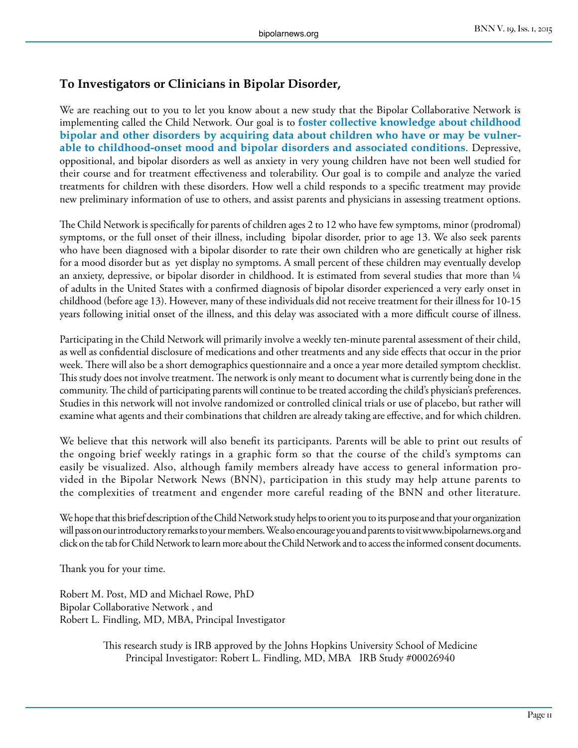## To Investigators or Clinicians in Bipolar Disorder,

We are reaching out to you to let you know about a new study that the Bipolar Collaborative Network is implementing called the Child Network. Our goal is to **foster collective knowledge about childhood bipolar and other disorders by acquiring data about children who have or may be vulnerable to childhood-onset mood and bipolar disorders and associated conditions**. Depressive, oppositional, and bipolar disorders as well as anxiety in very young children have not been well studied for their course and for treatment effectiveness and tolerability. Our goal is to compile and analyze the varied treatments for children with these disorders. How well a child responds to a specific treatment may provide new preliminary information of use to others, and assist parents and physicians in assessing treatment options.

The Child Network is specifically for parents of children ages 2 to 12 who have few symptoms, minor (prodromal) symptoms, or the full onset of their illness, including bipolar disorder, prior to age 13. We also seek parents who have been diagnosed with a bipolar disorder to rate their own children who are genetically at higher risk for a mood disorder but as yet display no symptoms. A small percent of these children may eventually develop an anxiety, depressive, or bipolar disorder in childhood. It is estimated from several studies that more than ¼ of adults in the United States with a confirmed diagnosis of bipolar disorder experienced a very early onset in childhood (before age 13). However, many of these individuals did not receive treatment for their illness for 10-15 years following initial onset of the illness, and this delay was associated with a more difficult course of illness.

Participating in the Child Network will primarily involve a weekly ten-minute parental assessment of their child, as well as confidential disclosure of medications and other treatments and any side effects that occur in the prior week. There will also be a short demographics questionnaire and a once a year more detailed symptom checklist. This study does not involve treatment. The network is only meant to document what is currently being done in the community. The child of participating parents will continue to be treated according the child's physician's preferences. Studies in this network will not involve randomized or controlled clinical trials or use of placebo, but rather will examine what agents and their combinations that children are already taking are effective, and for which children.

We believe that this network will also benefit its participants. Parents will be able to print out results of the ongoing brief weekly ratings in a graphic form so that the course of the child's symptoms can easily be visualized. Also, although family members already have access to general information provided in the Bipolar Network News (BNN), participation in this study may help attune parents to the complexities of treatment and engender more careful reading of the BNN and other literature.

We hope that this brief description of the Child Network study helps to orient you to its purpose and that your organization will pass on our introductory remarks to your members. We also encourage you and parents to visit www.bipolarnews.org and click on the tab for Child Network to learn more about the Child Network and to access the informed consent documents.

Thank you for your time.

Robert M. Post, MD and Michael Rowe, PhD
Bipolar Collaborative Network , and
Robert L. Findling, MD, MBA, Principal Investigator

This research study is IRB approved by the Johns Hopkins University School of Medicine
Principal Investigator: Robert L. Findling, MD, MBA IRB Study #00026940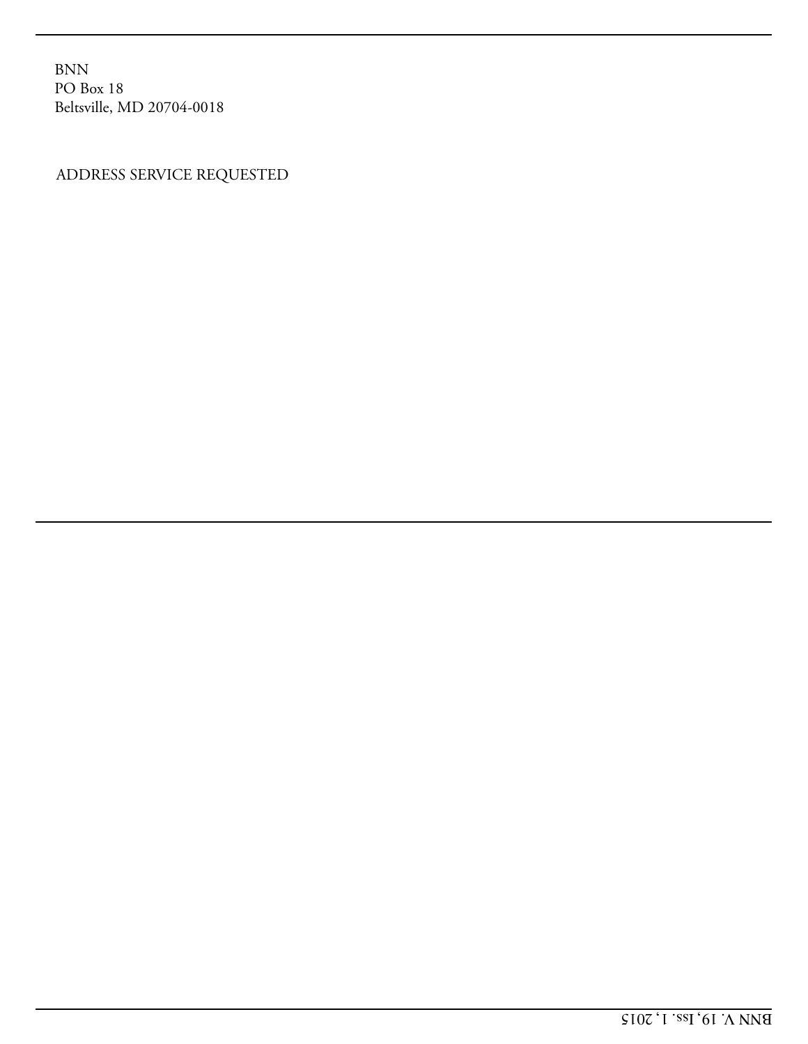BNN
PO Box 18
Beltsville, MD 20704-0018

ADDRESS SERVICE REQUESTED